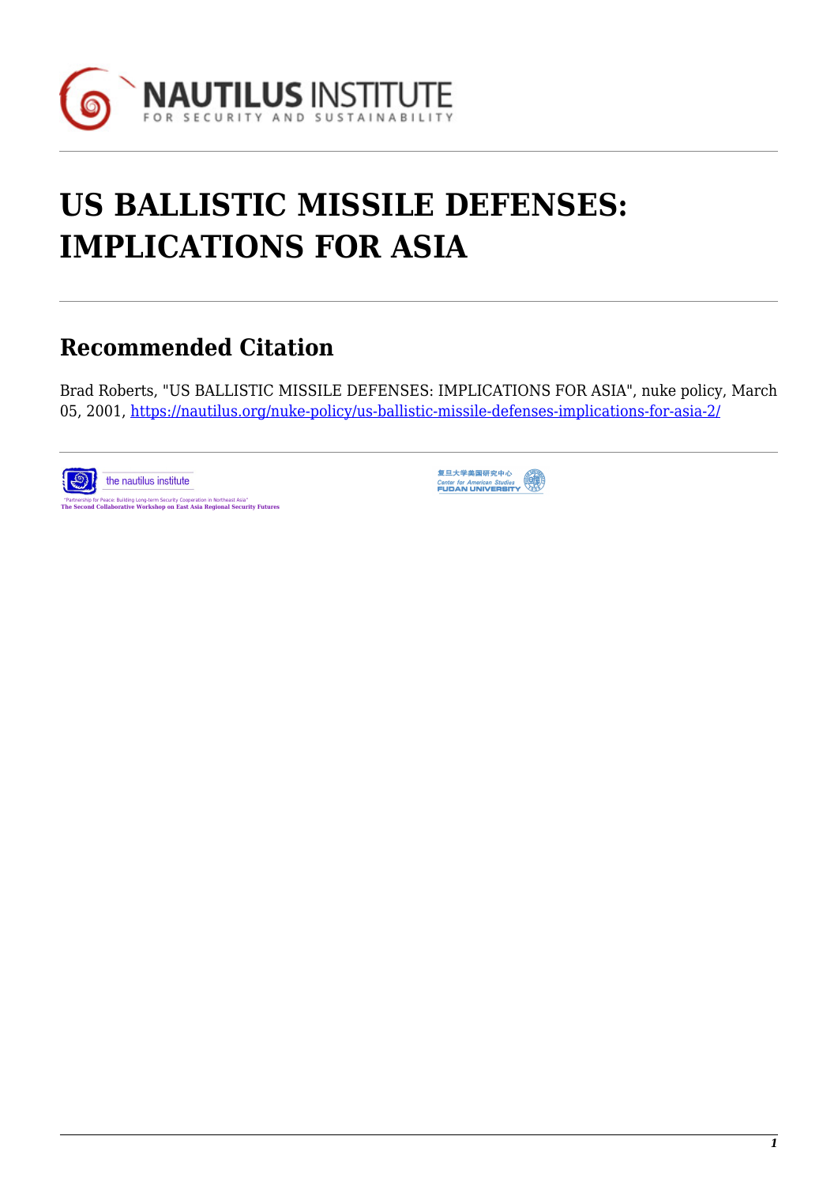# US BALLISTIC MISSILE DEFENSES: IMPLICATIONS FOR ASIA

## Recommended Citation

Brad Roberts, "US BALLISTIC MISSILE DEFENSES: IMPLICATIONS FOR ASIA", nuke policy, March 05, 2001, https://nautilus.org/nuke-policy/us-ballistic-missile-defenses-implications-for-asia-2/

the nautilus institute

"Partnership for Peace: Building Long-term Security Cooperation in Northeast Asia"
The Second Collaborative Workshop on East Asia Regional Security Futures

复旦大学美国研究中心
Center for American Studies
FUDAN UNIVERSITY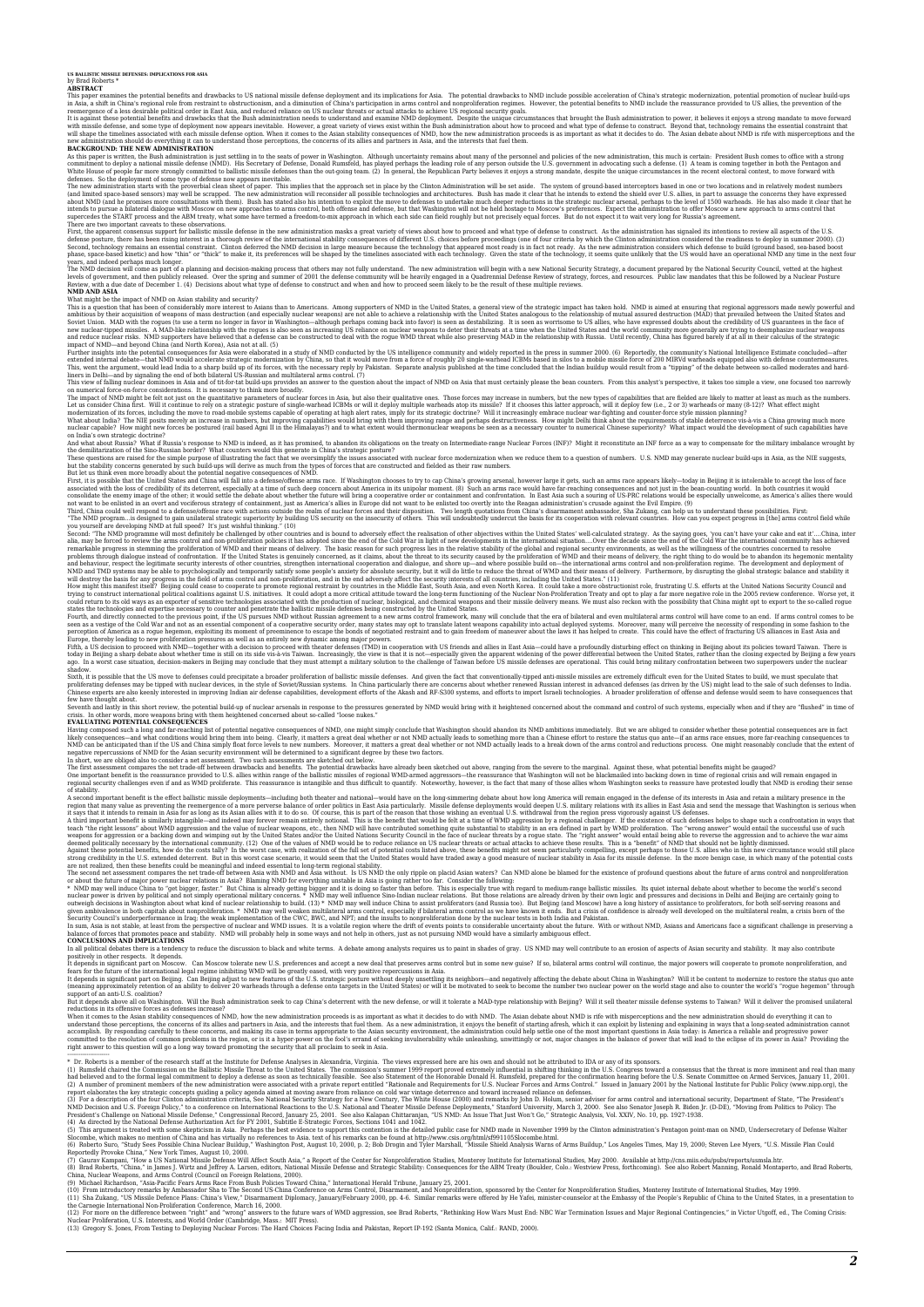**US BALLISTIC MISSILE DEFENSES: IMPLICATIONS FOR ASIA**

by Brad Roberts *

## ABSTRACT

This paper examines the potential benefits and drawbacks to US national missile defense deployment and its implications for Asia. The potential drawbacks to NMD include possible acceleration of China's strategic modernization, potential promotion of nuclear build-ups in Asia, a shift in China's regional role from restraint to obstructionism, and a diminution of China's participation in arms control and nonproliferation regimes. However, the potential benefits to NMD include the reassurance provided to US allies, the prevention of the reemergence of a less desirable political order in East Asia, and reduced reliance on US nuclear threats or actual attacks to achieve US regional security goals.

It is against these potential benefits and drawbacks that the Bush administration needs to understand and examine NMD deployment. Despite the unique circumstances that brought the Bush administration to power, it believes it enjoys a strong mandate to move forward with missile defense, and some type of deployment now appears inevitable. However, a great variety of views exist within the Bush administration about how to proceed and what type of defense to construct. Beyond that, technology remains the essential constraint that will shape the timelines associated with each missile defense option. When it comes to the Asian stability consequences of NMD, how the new administration proceeds is as important as what it decides to do. The Asian debate about NMD is rife with misperceptions and the new administration should do everything it can to understand those perceptions, the concerns of its allies and partners in Asia, and the interests that fuel them.

## BACKGROUND: THE NEW ADMINISTRATION

As this paper is written, the Bush administration is just settling in to the seats of power in Washington. Although uncertainty remains about many of the personnel and policies of the new administration, this much is certain: President Bush comes to office with a strong commitment to deploy a national missile defense (NMD). His Secretary of Defense, Donald Rumsfeld, has played perhaps the leading role of any person outside the U.S. government in advocating such a defense. (1) A team is coming together in both the Pentagon and White House of people far more strongly committed to ballistic missile defenses than the out-going team. (2) In general, the Republican Party believes it enjoys a strong mandate, despite the unique circumstances in the recent electoral contest, to move forward with defenses. So the deployment of some type of defense now appears inevitable.

The new administration starts with the proverbial clean sheet of paper. This implies that the approach set in place by the Clinton administration will be set aside. The system of ground-based interceptors based in one or two locations and in relatively modest numbers (and limited space-based sensors) may well be scrapped. The new administration will reconsider all possible technologies and architectures. Bush has made it clear that he intends to extend the shield over U.S. allies, in part to assuage the concerns they have expressed about NMD (and he promises more consultations with them). Bush has stated also his intention to exploit the move to defenses to undertake much deeper reductions in the strategic nuclear arsenal, perhaps to the level of 1500 warheads. He has also made it clear that he intends to pursue a bilateral dialogue with Moscow on new approaches to arms control, both offense and defense, but that Washington will not be held hostage to Moscow's preferences. Expect the administration to offer Moscow a new approach to arms control that supercedes the START process and the ABM treaty, what some have termed a freedom-to-mix approach in which each side can field roughly but not precisely equal forces. But do not expect it to wait very long for Russia's agreement.

There are two important caveats to these observations.

First, the apparent consensus support for ballistic missile defense in the new administration masks a great variety of views about how to proceed and what type of defense to construct. As the administration has signaled its intentions to review all aspects of the U.S. defense posture, there has been rising interest in a thorough review of the international stability consequences of different U.S. choices before proceedings (one of four criteria by which the Clinton administration considered the readiness to deploy in summer 2000). (3)

Second, technology remains an essential constraint. Clinton deferred the NMD decision in large measure because the technology that appeared most ready is in fact not ready. As the new administration considers which defense to build (ground based, sea-based boost phase, space-based kinetic) and how "thin" or "thick" to make it, its preferences will be shaped by the timelines associated with each technology. Given the state of the technology, it seems quite unlikely that the US would have an operational NMD any time in the next four years, and indeed perhaps much longer.

The NMD decision will come as part of a planning and decision-making process that others may not fully understand. The new administration will begin with a new National Security Strategy, a document prepared by the National Security Council, vetted at the highest levels of government, and then publicly released. Over the spring and summer of 2001 the defense community will be heavily engaged in a Quadrennial Defense Review of strategy, forces, and resources. Public law mandates that this be followed by a Nuclear Posture Review, with a due date of December 1. (4) Decisions about what type of defense to construct and when and how to proceed seem likely to be the result of these multiple reviews.

## NMD AND ASIA

What might be the impact of NMD on Asian stability and security?

This is a question that has been of considerably more interest to Asians than to Americans. Among supporters of NMD in the United States, a general view of the strategic impact has taken hold. NMD is aimed at ensuring that regional aggressors made newly powerful and ambitious by their acquisition of weapons of mass destruction (and especially nuclear weapons) are not able to achieve a relationship with the United States analogous to the relationship of mutual assured destruction (MAD) that prevailed between the United States and Soviet Union. MAD with the rogues (to use a term no longer in favor in Washington—although perhaps coming back into favor) is seen as destabilizing. It is seen as worrisome to US allies, who have expressed doubts about the credibility of US guarantees in the face of new nuclear-tipped missiles. A MAD-like relationship with the rogues is also seen as increasing US reliance on nuclear weapons to deter their threats at a time when the United States and the world community more generally are trying to deemphasize nuclear weapons and reduce nuclear risks. NMD supporters have believed that a defense can be constructed to deal with the rogue WMD threat while also preserving MAD in the relationship with Russia. Until recently, China has figured barely if at all in their calculus of the strategic impact of NMD—and beyond China (and North Korea), Asia not at all. (5)

Further insights into the potential consequences for Asia were elaborated in a study of NMD conducted by the US intelligence community and widely reported in the press in summer 2000. (6) Reportedly, the community's National Intelligence Estimate concluded—after extended internal debate—that NMD would accelerate strategic modernization by China, so that it would move from a force of roughly 20 single-warhead ICBMs based in silos to a mobile missile force of 200 MIRVed warheads equipped also with defense countermeasures. This, went the argument, would lead India to a sharp build up of its forces, with the necessary reply by Pakistan. Separate analysis published at the time concluded that the Indian buildup would result from a "tipping" of the debate between so-called moderates and hard-liners in Delhi—and by signaling the end of both bilateral US-Russian and multilateral arms control. (7)

This view of falling nuclear dominoes in Asia and of tit-for-tat build-up provides an answer to the question about the impact of NMD on Asia that must certainly please the bean counters. From this analyst's perspective, it takes too simple a view, one focused too narrowly on numerical force-on-force considerations. It is necessary to think more broadly.

The impact of NMD might be felt not just on the quantitative parameters of nuclear forces in Asia, but also their qualitative ones. Those forces may increase in numbers, but the new types of capabilities that are fielded are likely to matter at least as much as the numbers. Let us consider China first. Will it continue to rely on a strategic posture of single-warhead ICBMs or will it deploy multiple warheads atop its missile? If it chooses this latter approach, will it deploy few (i.e., 2 or 3) warheads or many (8-12)? What effect might modernization of its forces, including the move to road-mobile systems capable of operating at high alert rates, imply for its strategic doctrine? Will it increasingly embrace nuclear war-fighting and counter-force style mission planning?

What about India? The NIE posits merely an increase in numbers, but improving capabilities would bring with them improving range and perhaps destructiveness. How might Delhi think about the requirements of stable deterrence vis-à-vis a China growing much more nuclear capable? How might new forces be postured (rail based Agni II in the Himalayas?) and to what extent would thermonuclear weapons be seen as a necessary counter to numerical Chinese superiority? What impact would the development of such capabilities have on India's own strategic doctrine?

And what about Russia? What if Russia's response to NMD is indeed, as it has promised, to abandon its obligations on the treaty on Intermediate-range Nuclear Forces (INF)? Might it reconstitute an INF force as a way to compensate for the military imbalance wrought by the demilitarization of the Sino-Russian border? What counters would this generate in China's strategic posture?

These questions are raised for the simple purpose of illustrating the fact that we oversimplify the issues associated with nuclear force modernization when we reduce them to a question of numbers. U.S. NMD may generate nuclear build-ups in Asia, as the NIE suggests, but the stability concerns generated by such build-ups will derive as much from the types of forces that are constructed and fielded as their raw numbers.

But let us think even more broadly about the potential negative consequences of NMD.

First, it is possible that the United States and China will fall into a defense/offense arms race. If Washington chooses to try to cap China's growing arsenal, however large it gets, such an arms race appears likely—today in Beijing it is intolerable to accept the loss of face associated with the loss of credibility of its deterrent, especially at a time of such deep concern about America in its unipolar moment. (8) Such an arms race would have far-reaching consequences and not just in the bean-counting world. In both countries it would consolidate the enemy image of the other; it would settle the debate about whether the future will bring a cooperative order or containment and confrontation. In East Asia such a souring of US-PRC relations would be especially unwelcome, as America's allies there would not want to be enlisted in an overt and vociferous strategy of containment, just as America's allies in Europe did not want to be enlisted to the entirety of the Reagan administration's crusade against the Evil Empire. (9)

Third, China could well respond to a defense/offense race with actions outside the realm of nuclear forces and their disposition. Two lengthy quotations from China's disarmament ambassador, Sha Zukang, can help us to understand these possibilities. First:

"The NMD program...is designed to gain unilateral strategic superiority by building US security on the insecurity of others. This will undoubtedly undercut the basis for its cooperation with relevant countries. How can you expect progress in [the] arms control field while you yourself are developing NMD at full speed? It's just wishful thinking." (10)

Second: "The NMD programme will most definitely be challenged by other countries and is bound to adversely effect the realisation of other objectives within the United States' well-calculated strategy. As the saying goes, 'you can't have your cake and eat it'....China, inter alia, may be forced to review the arms control and non-proliferation policies it has adopted since the end of the Cold War in light of new developments in the international situation....Over the decade since the end of the Cold War the international community has achieved remarkable progress in stemming the proliferation of WMD and their means of delivery. The basic reason for such progress lies in the relative stability of the global and regional security environments, as well as the willingness of the countries concerned to resolve problems through dialogue instead of confrontation. If the United States is genuinely concerned, as it claims, about the threat to its security caused by the proliferation of WMD and their means of delivery, the right thing to do would be to abandon its hegemonic mentality and behaviour, respect the legitimate security interests of other countries, strengthen international cooperation and dialogue, and shore up—and where possible build on—the international arms control and non-proliferation regime. The development and deployment of NMD and TMD systems may be able to psychologically and temporarily satisfy some people's anxiety for absolute security, but it will do little to reduce the threat of WMD and their means of delivery. Furthermore, by disrupting the global strategic balance and stability it will destroy the basis for any progress in the field of arms control and non-proliferation, and in the end adversely affect the security interests of all countries, including the United States." (11)

How might this manifest itself? Beijing could cease to cooperate to promote regional restraint by countries in the Middle East, South Asia, and even North Korea. It could take a more obstructionist role, frustrating U.S. efforts at the United Nations Security Council and trying to construct international political coalitions against U.S. initiatives. It could adopt a more critical attitude toward the long-term functioning of the Nuclear Non-Proliferation Treaty and opt for a far more negative role in the 2005 review conference. Worse yet, it could return to its old ways as an exporter of sensitive technologies associated with the production of nuclear, biological, and chemical weapons and their missile delivery means. We must also reckon with the possibility that China might opt to export to the so-called rogue states the technologies and expertise necessary to counter and penetrate the ballistic missile defenses being constructed by the United States.

Fourth, and directly connected to the previous point, if the US pursues NMD without Russian agreement to a new arms control framework, many will conclude that the era of bilateral and even multilateral arms control will have come to an end. If arms control comes to be seen as a vestige of the Cold War and not as an essential component of a cooperative security order, many states may opt to translate latent weapons capability into actual deployed systems. Moreover, many will perceive the necessity of responding in some fashion to the perception of America as a rogue hegemon, exploiting its moment of preeminence to escape the bonds of negotiated restraint and to gain freedom of maneuver about the laws it has helped to create. This could have the effect of fracturing US alliances in East Asia and Europe, thereby leading to new proliferation pressures as well as an entirely new dynamic among major powers.

Fifth, a US decision to proceed with NMD—together with a decision to proceed with theater defenses (TMD) in cooperation with US friends and allies in East Asia—could have a profoundly disturbing effect on thinking in Beijing about its policies toward Taiwan. There is today in Beijing a sharp debate about whether time is still on its side vis-à-vis Taiwan. Increasingly, the view is that it is not—especially given the apparent widening of the power differential between the United States, rather than the closing expected by Beijing a few years ago. In a worst case situation, decision-makers in Beijing may conclude that they must attempt a military solution to the challenge of Taiwan before US missile defenses are operational. This could bring military confrontation between two superpowers under the nuclear shadow.

Sixth, it is possible that the US move to defenses could precipitate a broader proliferation of ballistic missile defenses. And given the fact that conventionally-tipped anti-missile missiles are extremely difficult even for the United States to build, we must speculate that proliferating defenses may be tipped with nuclear devices, in the style of Soviet/Russian systems. In China particularly there are concerns about whether renewed Russian interest in advanced defenses (as driven by the US) might lead to the sale of such defenses to India. Chinese experts are also keenly interested in improving Indian air defense capabilities, development efforts of the Akash and RF S300 systems, and efforts to import Israeli technologies. A broader proliferation of offense and defense would seem to have consequences that few have thought about.

Seventh and lastly in this short review, the potential build-up of nuclear arsenals in response to the pressures generated by NMD would bring with it heightened concerned about the command and control of such systems, especially when and if they are "flushed" in time of crisis. In other words, more weapons bring with them heightened concerned about so-called "loose nukes."

## EVALUATING POTENTIAL CONSEQUENCES

Having composed such a long and far-reaching list of potential negative consequences of NMD, one might simply conclude that Washington should abandon its NMD ambitions immediately. But we are obliged to consider whether these potential consequences are in fact likely consequences—and what conditions would bring them into being. Clearly, it matters a great deal whether or not NMD actually leads to something more than a Chinese effort to restore the status quo ante—if an arms race ensues, more far-reaching consequences to NMD can be anticipated than if the US and China simply float force levels to new numbers. Moreover, it matters a great deal whether or not NMD actually leads to a break down of the arms control and reductions process. One might reasonably conclude that the extent of negative repercussions of NMD for the Asian security environment will be determined to a significant degree by these two factors.

In short, we are obliged also to consider a net assessment. Two such assessments are sketched out below.

The first assessment compares the net trade-off between drawbacks and benefits. The potential drawbacks have already been sketched out above, ranging from the severe to the marginal. Against these, what potential benefits might be gauged?

One important benefit is the reassurance provided to U.S. allies within range of the ballistic missiles of regional WMD-armed aggressors—the reassurance that Washington will not be blackmailed into backing down in time of regional crisis and will remain engaged in regional security challenges even if and as WMD proliferate. This reassurance is intangible and thus difficult to quantify. Noteworthy, however, is the fact that many of those allies whom Washington seeks to reassure have protested loudly that NMD is eroding their sense of stability.

A second important benefit is the effect ballistic missile deployments—including both theater and national—would have on the long-simmering debate about how long America will remain engaged in the defense of its interests in East Asia and retain a military presence in the region that many value as preventing the reemergence of a more perverse balance of power politics in East Asia particularly. Missile defense deployments would deepen U.S. military relations with its allies in East Asia and send the message that Washington is serious when it says that it intends to remain in Asia for as long as its Asian allies will it to do so. Of course, this is part of the reason that those wishing an eventual U.S. withdrawal from the region oppose so vigorously US defenses.

A third important benefit is similarly intangible—and indeed may forever remain entirely notional. This is the benefit that would be felt at a time of WMD aggression by a regional challenger. If the existence of such defenses helps to shape such a confrontation in ways that teach "the right lessons" about WMD aggression and the value of nuclear weapons, etc., then NMD will have contributed something quite substantial to stability in an era defined in part by WMD proliferation. The "wrong answer" would entail the successful use of such weapons for aggression or a backing down and wimping out by the United States and/or the United Nations Security Council in the face of nuclear threats by a rogue state. The "right answer" would entail being able to reverse the aggression and to achieve the war aims deemed politically necessary by the international community. (12) One of the values of NMD would be to reduce reliance on US nuclear threats or actual attacks to achieve these results. This is a "benefit" of NMD that should not be lightly dismissed.

Against these potential benefits, how do the costs tally? In the worst case, with realization of the full set of potential costs listed above, these benefits might not seem particularly compelling, except perhaps to those U.S. allies who in this new circumstance would still place strong credibility in the U.S. extended deterrent. But in this worst case scenario, it would seem that the United States would have traded away a good measure of nuclear stability in Asia for its missile defense. In the more benign case, in which many of the potential costs are not realized, then these benefits could be meaningful and indeed essential to long-term regional stability.

The second net assessment compares the net trade-off between Asia with NMD and Asia without. Is US NMD the only ripple on placid Asian waters? Can NMD alone be blamed for the existence of profound questions about the future of arms control and nonproliferation or about the future of major power nuclear relations in Asia? Blaming NMD for everything unstable in Asia is going rather too far. Consider the following:

* NMD may well induce China to "get bigger, faster." But China is already getting bigger and it is doing so faster than before. This is especially true with regard to medium-range ballistic missiles. Its quiet internal debate about whether to become the world's second nuclear power is driven by political and not simply operational military concerns. * NMD may well influence Sino-Indian nuclear relations. But those relations are already driven by their own logic and pressures and decisions in Delhi and Beijing are certainly going to outweigh decisions in Washington about what kind of nuclear relationship to build. (13) * NMD may well induce China to assist proliferators (and Russia too). But Beijing (and Moscow) have a long history of assistance to proliferators, for both self-serving reasons and given ambivalence in both capitals about nonproliferation. * NMD may well weaken multilateral arms control, especially if bilateral arms control as we have known it ends. But a crisis of confidence is already well developed in the multilateral realm, a crisis born of the Security Council's underperformance in Iraq; the weak implementation of the CWC, BWC, and NPT; and the insults to nonproliferation done by the nuclear tests in both India and Pakistan.

In sum, Asia is not stable, at least from the perspective of nuclear and WMD issues. It is a volatile region where the drift of events points to considerable uncertainty about the future. With or without NMD, Asians and Americans face a significant challenge in preserving a balance of forces that promotes peace and stability. NMD will probably help in some ways and not help in others, just as not pursuing NMD would have a similarly ambiguous effect.

## CONCLUSIONS AND IMPLICATIONS

In all political debates there is a tendency to reduce the discussion to black and white terms. A debate among analysts requires us to paint in shades of gray. US NMD may well contribute to an erosion of aspects of Asian security and stability. It may also contribute positively in other respects. It depends.

It depends in significant part on Moscow. Can Moscow tolerate new U.S. preferences and accept a new deal that preserves arms control but in some new guise? If so, bilateral arms control will continue, the major powers will cooperate to promote nonproliferation, and fears for the future of the international legal regime inhibiting WMD will be greatly eased, with very positive repercussions in Asia.

It depends in significant part on Beijing. Can Beijing adjust to new features of the U.S. strategic posture without deeply unsettling its neighbors—and negatively affecting the debate about China in Washington? Will it be content to modernize to restore the status quo ante (meaning approximately retention of an ability to deliver 20 warheads through a defense onto targets in the United States) or will it be motivated to seek to become the number two nuclear power on the world stage and also to counter the world's "rogue hegemon" through support of an anti-U.S. coalition?

But it depends above all on Washington. Will the Bush administration seek to cap China's deterrent with the new defense, or will it tolerate a MAD-type relationship with Beijing? Will it sell theater missile defense systems to Taiwan? Will it deliver the promised unilateral reductions in its offensive forces as defenses increase?

When it comes to the Asian stability consequences of NMD, how the new administration proceeds is as important as what it decides to do. The Asian debate about NMD is rife with misperceptions and the new administration should do everything it can to understand those perceptions, the concerns of its allies and partners in Asia, and the interests that fuel them. As a new administration, it enjoys the benefit of starting afresh, which it can exploit by listening and explaining in ways that a long-seated administration cannot accomplish. By responding carefully to these concerns, and making its case in terms appropriate to the Asian security environment, the administration could help settle one of the most important questions in Asia today: is America a reliable and progressive power committed to the resolution of common problems in the region, or is it a hyper-power on the fool's errand of seeking invulnerability while unleashing, unwittingly or not, major changes in the balance of power that will lead to the eclipse of its power in Asia? Providing the right answer to this question will go a long way toward promoting the security that all proclaim to seek in Asia.

---

* Dr. Roberts is a member of the research staff at the Institute for Defense Analyses in Alexandria, Virginia. The views expressed here are his own and should not be attributed to IDA or any of its sponsors.

(1) Rumsfeld chaired the Commission on the Ballistic Missile Threat to the United States. The commission's summer 1999 report proved extremely influential in shifting thinking in the U.S. Congress toward a consensus that the threat is more imminent and real than many had believed and to the formal legal commitment to deploy a defense as soon as technically feasible. See also Statement of the Honorable Donald H. Rumsfeld, prepared for the confirmation hearing before the U.S. Senate Committee on Armed Services, January 11, 2001.

(2) A number of prominent members of the new administration were associated with a private report entitled "Rationale and Requirements for U.S. Nuclear Forces and Arms Control," issued in January 2001 by the National Institute for Public Policy (www.nipp.org), the report elaborates the key strategic concepts guiding a policy agenda aimed at moving aware from old arms race vintage deterrence and toward increased reliance on defenses.

(3) For a description of the four Clinton administration criteria, see National Security Strategy for a New Century, The White House (2000) and remarks by John D. Holum, senior adviser for arms control and international security, Department of State, "The President's NMD Decision and U.S. Foreign Policy," to a conference on International Reactions to the U.S. National and Theater Missile Defense Deployments," Stanford University, March 3, 2000. See also Senator Joseph R. Biden Jr. (D-DE), "Moving from Politics to Policy: The President's Challenge on National Missile Defense," Congressional Record, January 25, 2001. See also Kalapan Chittaranjan, "US NMD: An Issue That Just Won't Go," Strategic Analysis, Vol. XXIV, No. 10, pp. 1927-1938.

(4) As directed by the National Defense Authorization Act for FY 2001, Subtitle E-Strategic Forces, Sections 1041 and 1042.

(5) This argument is treated with some skepticism in Asia. Perhaps the best evidence to support this contention is the detailed public case for NMD made in November 1999 by the Clinton administration's Pentagon point-man on NMD, Undersecretary of Defense Walter Slocombe, which makes no mention of China and has virtually no references to Asia. text of his remarks can be found at http://www.csis.org/html/sf991105Slocombe.html.

(6) Roberto Suro, "Study Sees Possible China Nuclear Buildup," Washington Post, August 10, 2000, p. 2; Bob Drogin and Tyler Marshall, "Missile Shield Analysis Warns of Arms Buildup," Los Angeles Times, May 19, 2000; Steven Lee Myers, "U.S. Missile Plan Could Reportedly Provoke China," New York Times, August 10, 2000.

(7) Gaurav Kampani, "How a US National Missile Defense Will Affect South Asia," a Report of the Center for Nonproliferation Studies, Monterey Institute for International Studies, May 2000. Available at http://cns.miis.edu/pubs/reports/usmsla.htm.

(8) Brad Roberts, "China," in James J. Wirtz and Jeffrey A. Larsen, editors, National Missile Defense and Strategic Stability: Consequences for the ABM Treaty (Boulder, Colo.: Westview Press, forthcoming). See also Robert Manning, Ronald Montaperto, and Brad Roberts, China, Nuclear Weapons, and Arms Control (Council on Foreign Relations, 2000).

(9) Michael Richardson, "Asia-Pacific Fears Arms Race From Bush Policies Toward China," International Herald Tribune, January 25, 2001.

(10) From introductory remarks by Ambassador Sha to The Second US-China Conference on Arms Control, Disarmament, and Nonproliferation, sponsored by the Center for Nonproliferation Studies, Monterey Institute of International Studies, May 1999.

(11) Sha Zukang, "US Missile Defence Plans: China's View," Disarmament Diplomacy, January/February 2000, pp. 4-6. Similar remarks were offered by He Yafei, minister-counselor at the Embassy of the People's Republic of China to the United States, in a presentation to the Carnegie International Non-Proliferation Conference, March 16, 2000.

(12) For more on the difference between "right" and "wrong" answers to the future wars of WMD aggression, see Brad Roberts, "Rethinking How Wars Must End: NBC War Termination Issues and Major Regional Contingencies," in Victor Utgoff, ed., The Coming Crisis: Nuclear Proliferation, U.S. Interests, and World Order (Cambridge, Mass.: MIT Press).

(13) Gregory S. Jones, From Testing to Deploying Nuclear Forces: The Hard Choices Facing India and Pakistan, Report IP-192 (Santa Monica, Calif.: RAND, 2000).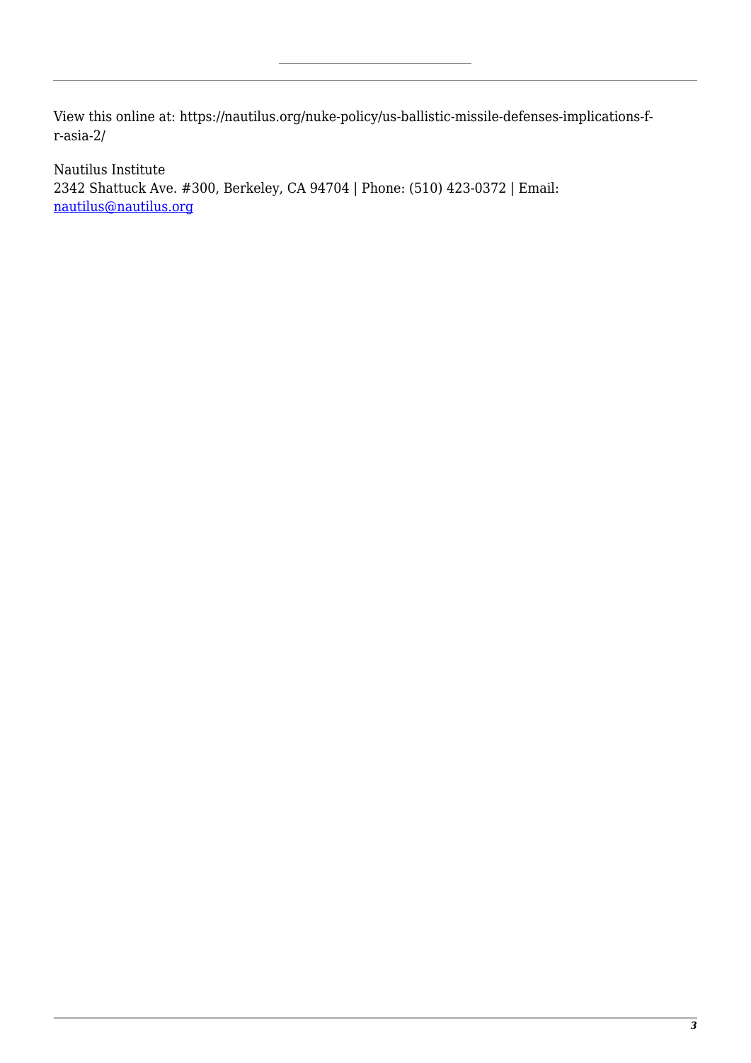View this online at: https://nautilus.org/nuke-policy/us-ballistic-missile-defenses-implications-f-r-asia-2/

Nautilus Institute
2342 Shattuck Ave. #300, Berkeley, CA 94704 | Phone: (510) 423-0372 | Email: nautilus@nautilus.org